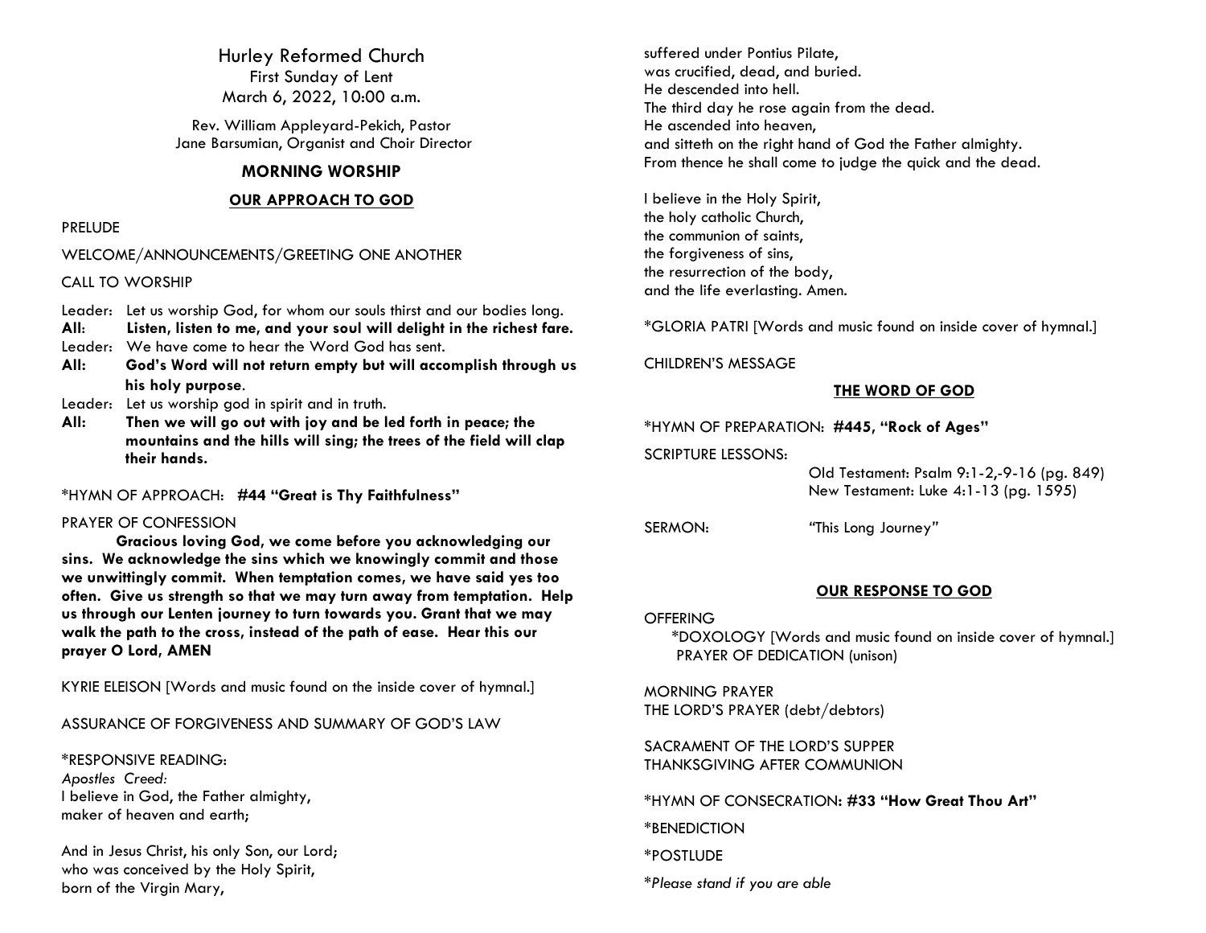# Hurley Reformed Church

First Sunday of Lent
March 6, 2022, 10:00 a.m.

Rev. William Appleyard-Pekich, Pastor
Jane Barsumian, Organist and Choir Director

## MORNING WORSHIP

### OUR APPROACH TO GOD

PRELUDE

WELCOME/ANNOUNCEMENTS/GREETING ONE ANOTHER

CALL TO WORSHIP

Leader: Let us worship God, for whom our souls thirst and our bodies long.
**All: Listen, listen to me, and your soul will delight in the richest fare.**
Leader: We have come to hear the Word God has sent.
**All: God's Word will not return empty but will accomplish through us his holy purpose.**
Leader: Let us worship god in spirit and in truth.
**All: Then we will go out with joy and be led forth in peace; the mountains and the hills will sing; the trees of the field will clap their hands.**

*HYMN OF APPROACH: **#44 "Great is Thy Faithfulness"**

PRAYER OF CONFESSION

**Gracious loving God, we come before you acknowledging our sins. We acknowledge the sins which we knowingly commit and those we unwittingly commit. When temptation comes, we have said yes too often. Give us strength so that we may turn away from temptation. Help us through our Lenten journey to turn towards you. Grant that we may walk the path to the cross, instead of the path of ease. Hear this our prayer O Lord, AMEN**

KYRIE ELEISON [Words and music found on the inside cover of hymnal.]

ASSURANCE OF FORGIVENESS AND SUMMARY OF GOD'S LAW

*RESPONSIVE READING:
*Apostles Creed:*
I believe in God, the Father almighty,
maker of heaven and earth;

And in Jesus Christ, his only Son, our Lord;
who was conceived by the Holy Spirit,
born of the Virgin Mary,
suffered under Pontius Pilate,
was crucified, dead, and buried.
He descended into hell.
The third day he rose again from the dead.
He ascended into heaven,
and sitteth on the right hand of God the Father almighty.
From thence he shall come to judge the quick and the dead.

I believe in the Holy Spirit,
the holy catholic Church,
the communion of saints,
the forgiveness of sins,
the resurrection of the body,
and the life everlasting. Amen.

*GLORIA PATRI [Words and music found on inside cover of hymnal.]

CHILDREN'S MESSAGE

### THE WORD OF GOD

*HYMN OF PREPARATION: **#445, "Rock of Ages"**

SCRIPTURE LESSONS:
Old Testament: Psalm 9:1-2,-9-16 (pg. 849)
New Testament: Luke 4:1-13 (pg. 1595)

SERMON: "This Long Journey"

### OUR RESPONSE TO GOD

OFFERING
*DOXOLOGY [Words and music found on inside cover of hymnal.]
PRAYER OF DEDICATION (unison)

MORNING PRAYER
THE LORD'S PRAYER (debt/debtors)

SACRAMENT OF THE LORD'S SUPPER
THANKSGIVING AFTER COMMUNION

*HYMN OF CONSECRATION**: #33 "How Great Thou Art"**

*BENEDICTION

*POSTLUDE

**Please stand if you are able*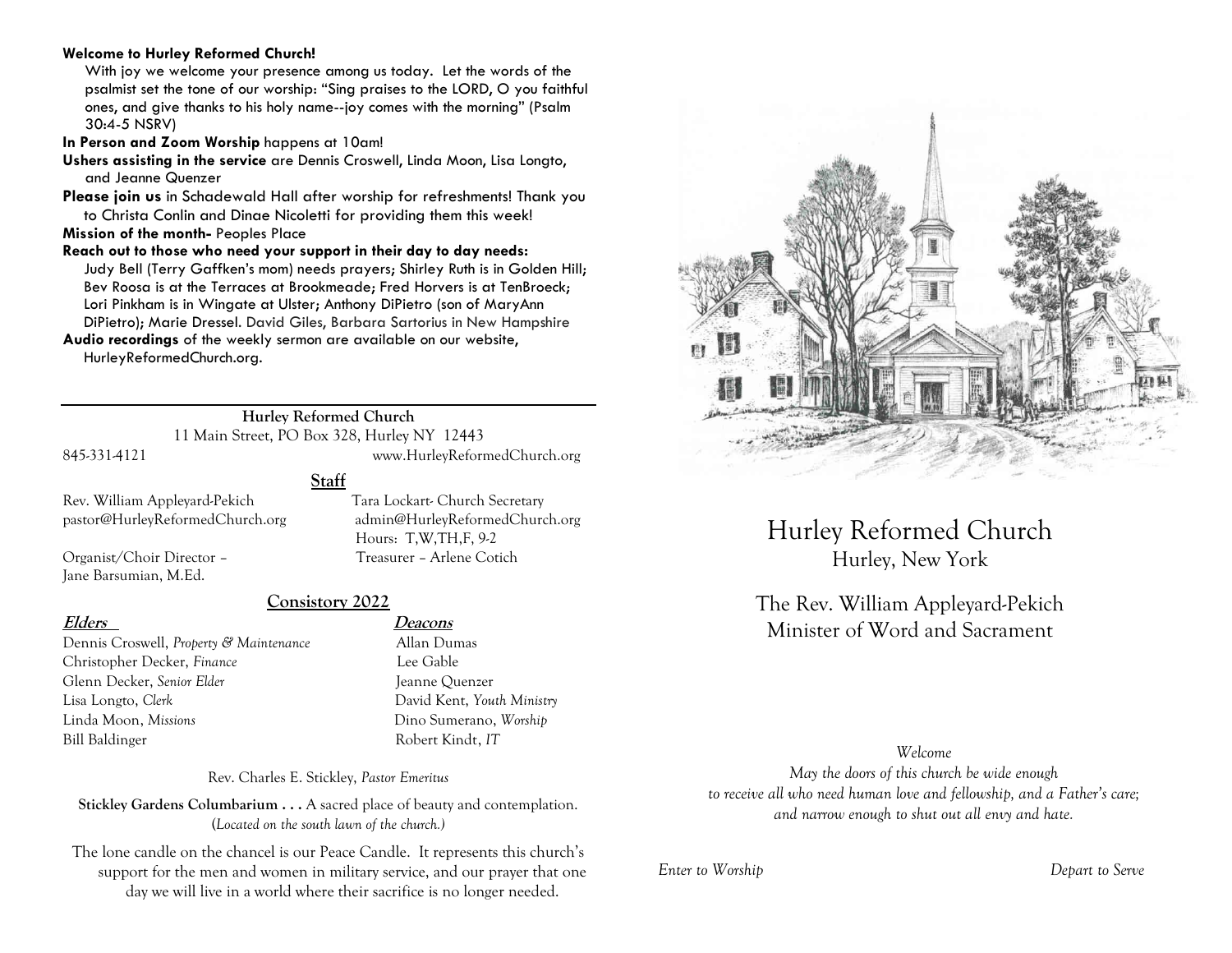**Welcome to Hurley Reformed Church!**

With joy we welcome your presence among us today. Let the words of the psalmist set the tone of our worship: "Sing praises to the LORD, O you faithful ones, and give thanks to his holy name--joy comes with the morning" (Psalm 30:4-5 NSRV)

**In Person and Zoom Worship** happens at 10am!

**Ushers assisting in the service** are Dennis Croswell, Linda Moon, Lisa Longto, and Jeanne Quenzer

**Please join us** in Schadewald Hall after worship for refreshments! Thank you to Christa Conlin and Dinae Nicoletti for providing them this week!

**Mission of the month-** Peoples Place

**Reach out to those who need your support in their day to day needs:**
Judy Bell (Terry Gaffken's mom) needs prayers; Shirley Ruth is in Golden Hill; Bev Roosa is at the Terraces at Brookmeade; Fred Horvers is at TenBroeck; Lori Pinkham is in Wingate at Ulster; Anthony DiPietro (son of MaryAnn DiPietro); Marie Dressel. David Giles, Barbara Sartorius in New Hampshire

**Audio recordings** of the weekly sermon are available on our website, HurleyReformedChurch.org.

---

**Hurley Reformed Church**
11 Main Street, PO Box 328, Hurley NY 12443
845-331-4121 www.HurleyReformedChurch.org

**Staff**

Rev. William Appleyard-Pekich
pastor@HurleyReformedChurch.org

Organist/Choir Director – Jane Barsumian, M.Ed.

Tara Lockart- Church Secretary
admin@HurleyReformedChurch.org
Hours: T,W,TH,F, 9-2

Treasurer – Arlene Cotich

**Consistory 2022**

| **Elders** | **Deacons** |
|---|---|
| Dennis Croswell, *Property & Maintenance* | Allan Dumas |
| Christopher Decker, *Finance* | Lee Gable |
| Glenn Decker, *Senior Elder* | Jeanne Quenzer |
| Lisa Longto, *Clerk* | David Kent, *Youth Ministry* |
| Linda Moon, *Missions* | Dino Sumerano, *Worship* |
| Bill Baldinger | Robert Kindt, *IT* |

Rev. Charles E. Stickley, *Pastor Emeritus*

**Stickley Gardens Columbarium . . .** A sacred place of beauty and contemplation. (*Located on the south lawn of the church.)*

The lone candle on the chancel is our Peace Candle. It represents this church's support for the men and women in military service, and our prayer that one day we will live in a world where their sacrifice is no longer needed.

# Hurley Reformed Church
Hurley, New York

The Rev. William Appleyard-Pekich
Minister of Word and Sacrament

*Welcome*
*May the doors of this church be wide enough to receive all who need human love and fellowship, and a Father's care; and narrow enough to shut out all envy and hate.*

*Enter to Worship* *Depart to Serve*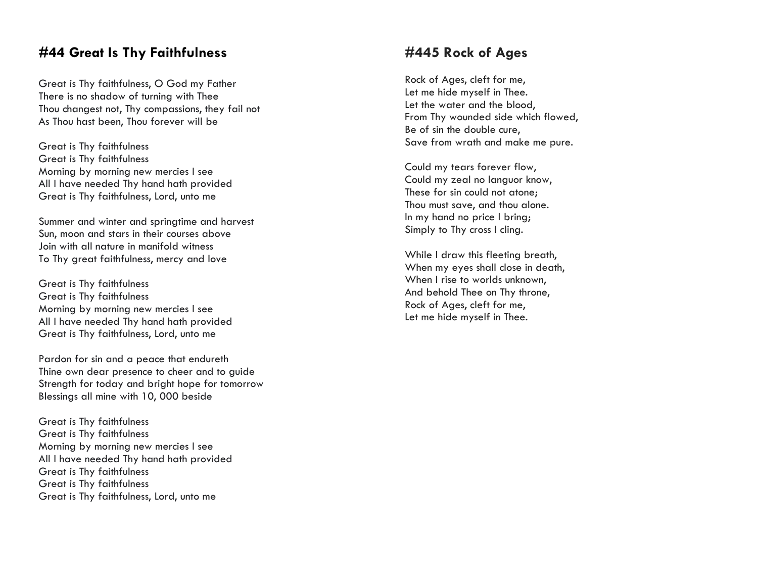## #44 Great Is Thy Faithfulness

Great is Thy faithfulness, O God my Father
There is no shadow of turning with Thee
Thou changest not, Thy compassions, they fail not
As Thou hast been, Thou forever will be

Great is Thy faithfulness
Great is Thy faithfulness
Morning by morning new mercies I see
All I have needed Thy hand hath provided
Great is Thy faithfulness, Lord, unto me

Summer and winter and springtime and harvest
Sun, moon and stars in their courses above
Join with all nature in manifold witness
To Thy great faithfulness, mercy and love

Great is Thy faithfulness
Great is Thy faithfulness
Morning by morning new mercies I see
All I have needed Thy hand hath provided
Great is Thy faithfulness, Lord, unto me

Pardon for sin and a peace that endureth
Thine own dear presence to cheer and to guide
Strength for today and bright hope for tomorrow
Blessings all mine with 10, 000 beside

Great is Thy faithfulness
Great is Thy faithfulness
Morning by morning new mercies I see
All I have needed Thy hand hath provided
Great is Thy faithfulness
Great is Thy faithfulness
Great is Thy faithfulness, Lord, unto me

## #445 Rock of Ages

Rock of Ages, cleft for me,
Let me hide myself in Thee.
Let the water and the blood,
From Thy wounded side which flowed,
Be of sin the double cure,
Save from wrath and make me pure.

Could my tears forever flow,
Could my zeal no languor know,
These for sin could not atone;
Thou must save, and thou alone.
In my hand no price I bring;
Simply to Thy cross I cling.

While I draw this fleeting breath,
When my eyes shall close in death,
When I rise to worlds unknown,
And behold Thee on Thy throne,
Rock of Ages, cleft for me,
Let me hide myself in Thee.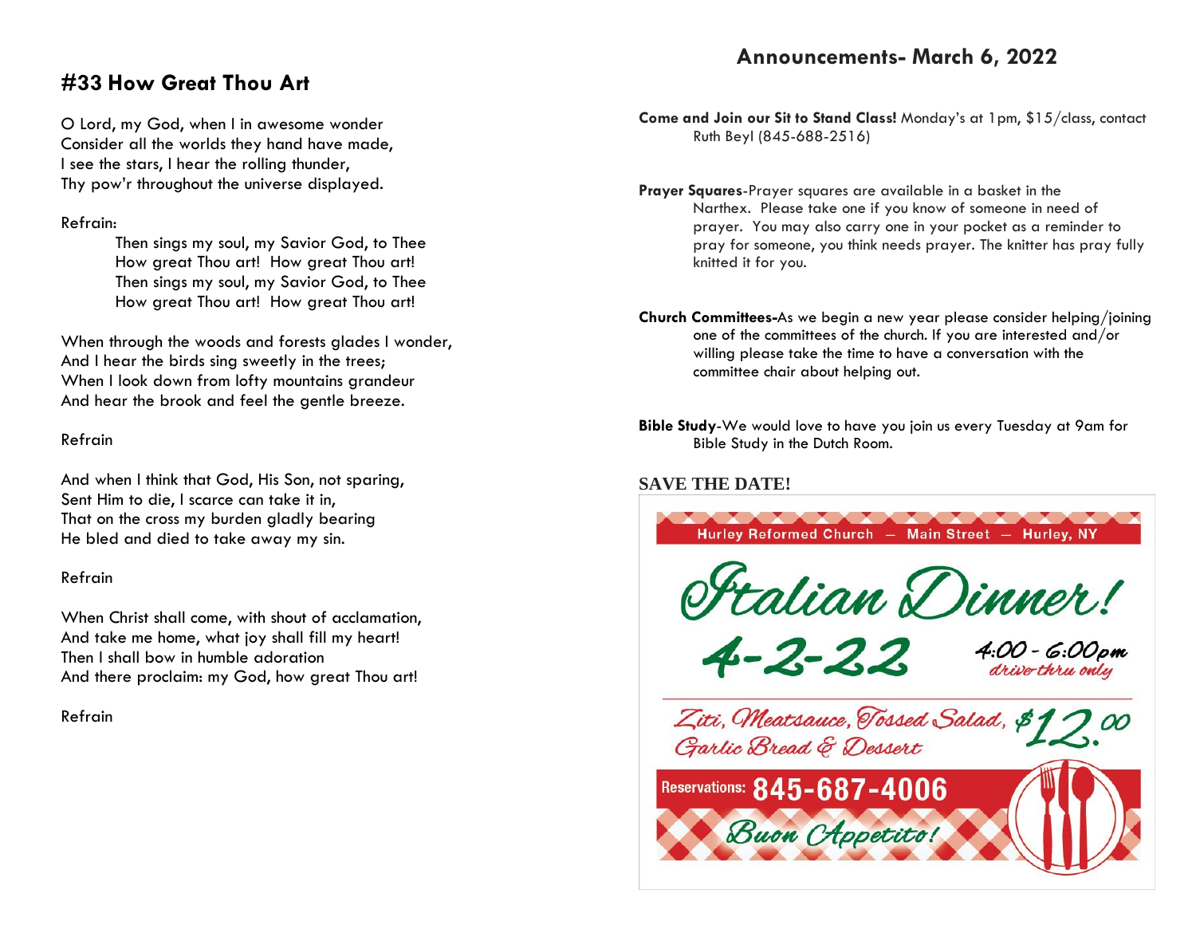## #33 How Great Thou Art

O Lord, my God, when I in awesome wonder
Consider all the worlds they hand have made,
I see the stars, I hear the rolling thunder,
Thy pow'r throughout the universe displayed.

Refrain:

Then sings my soul, my Savior God, to Thee
How great Thou art! How great Thou art!
Then sings my soul, my Savior God, to Thee
How great Thou art! How great Thou art!

When through the woods and forests glades I wonder,
And I hear the birds sing sweetly in the trees;
When I look down from lofty mountains grandeur
And hear the brook and feel the gentle breeze.

Refrain

And when I think that God, His Son, not sparing,
Sent Him to die, I scarce can take it in,
That on the cross my burden gladly bearing
He bled and died to take away my sin.

Refrain

When Christ shall come, with shout of acclamation,
And take me home, what joy shall fill my heart!
Then I shall bow in humble adoration
And there proclaim: my God, how great Thou art!

Refrain

## Announcements- March 6, 2022

**Come and Join our Sit to Stand Class!** Monday's at 1pm, $15/class, contact Ruth Beyl (845-688-2516)

**Prayer Squares**-Prayer squares are available in a basket in the Narthex. Please take one if you know of someone in need of prayer. You may also carry one in your pocket as a reminder to pray for someone, you think needs prayer. The knitter has pray fully knitted it for you.

**Church Committees-**As we begin a new year please consider helping/joining one of the committees of the church. If you are interested and/or willing please take the time to have a conversation with the committee chair about helping out.

**Bible Study**-We would love to have you join us every Tuesday at 9am for Bible Study in the Dutch Room.

**SAVE THE DATE!**

Hurley Reformed Church — Main Street — Hurley, NY

Italian Dinner!

4-2-22

4:00 - 6:00pm
drive thru only

Ziti, Meatsauce, Tossed Salad, Garlic Bread & Dessert

$12.00

Reservations: 845-687-4006

Buon Appetito!